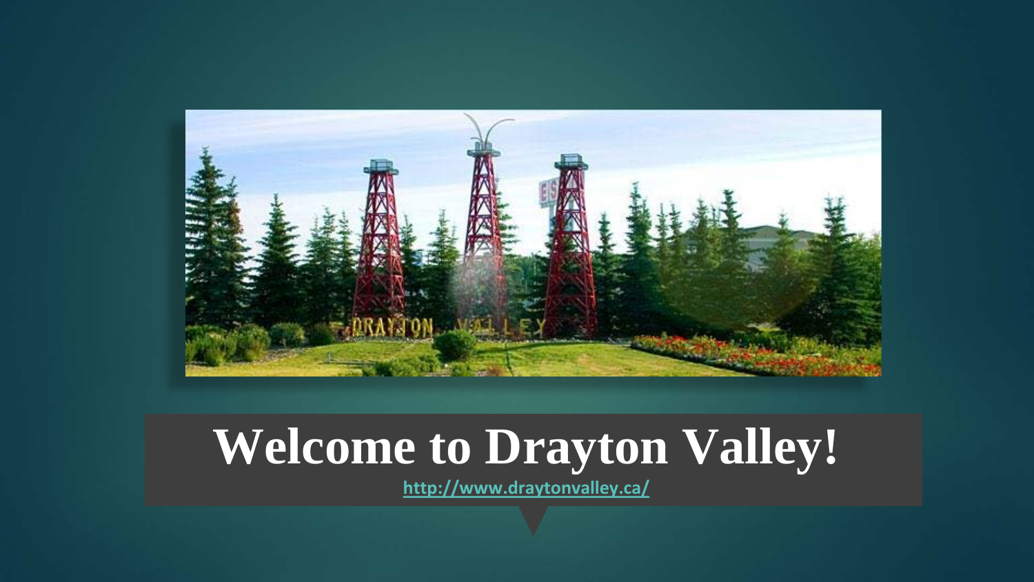# Welcome to Drayton Valley!

http://www.draytonvalley.ca/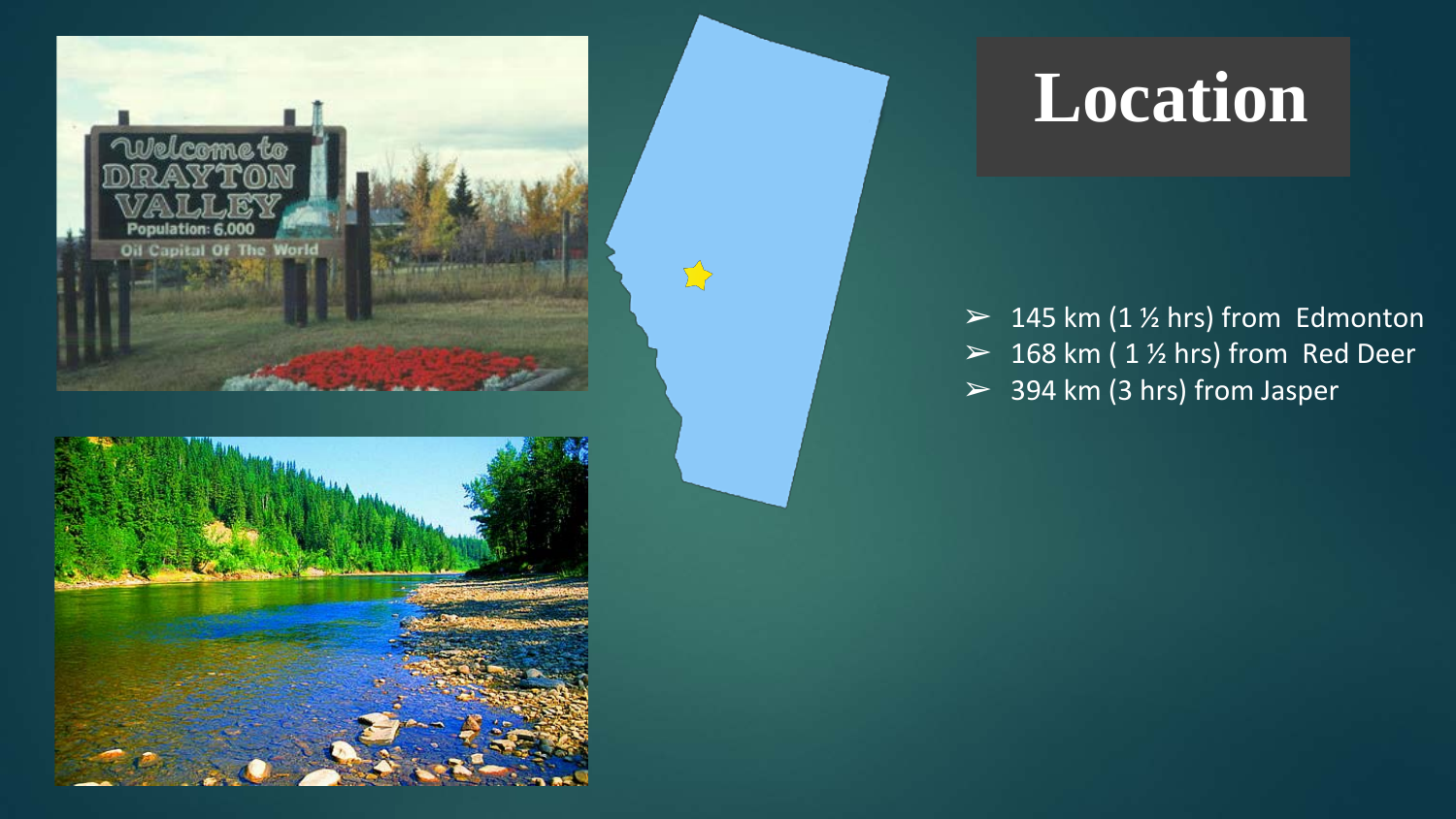# Location

- 145 km (1 ½ hrs) from  Edmonton
- 168 km ( 1 ½ hrs) from  Red Deer
- 394 km (3 hrs) from Jasper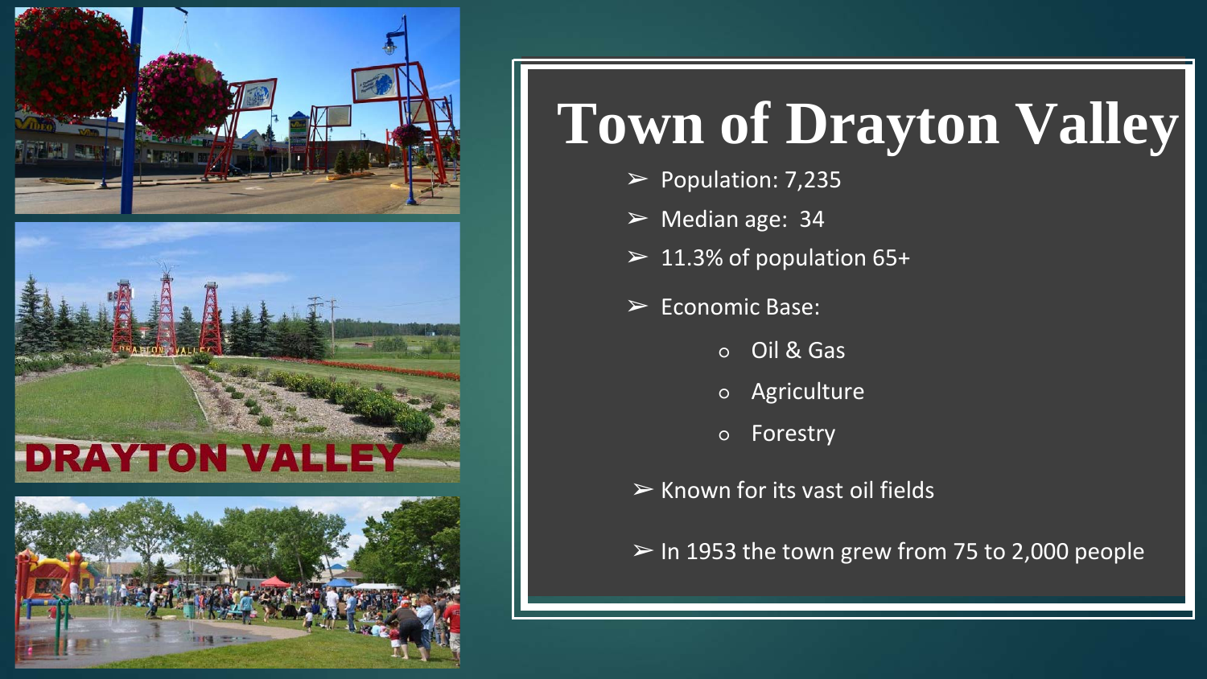# Town of Drayton Valley

- Population: 7,235
- Median age: 34
- 11.3% of population 65+
- Economic Base:
  - Oil & Gas
  - Agriculture
  - Forestry
- Known for its vast oil fields
- In 1953 the town grew from 75 to 2,000 people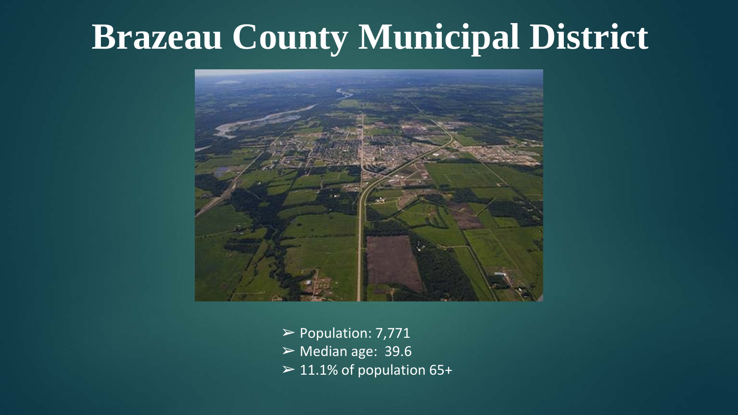# Brazeau County Municipal District

- Population: 7,771
- Median age: 39.6
- 11.1% of population 65+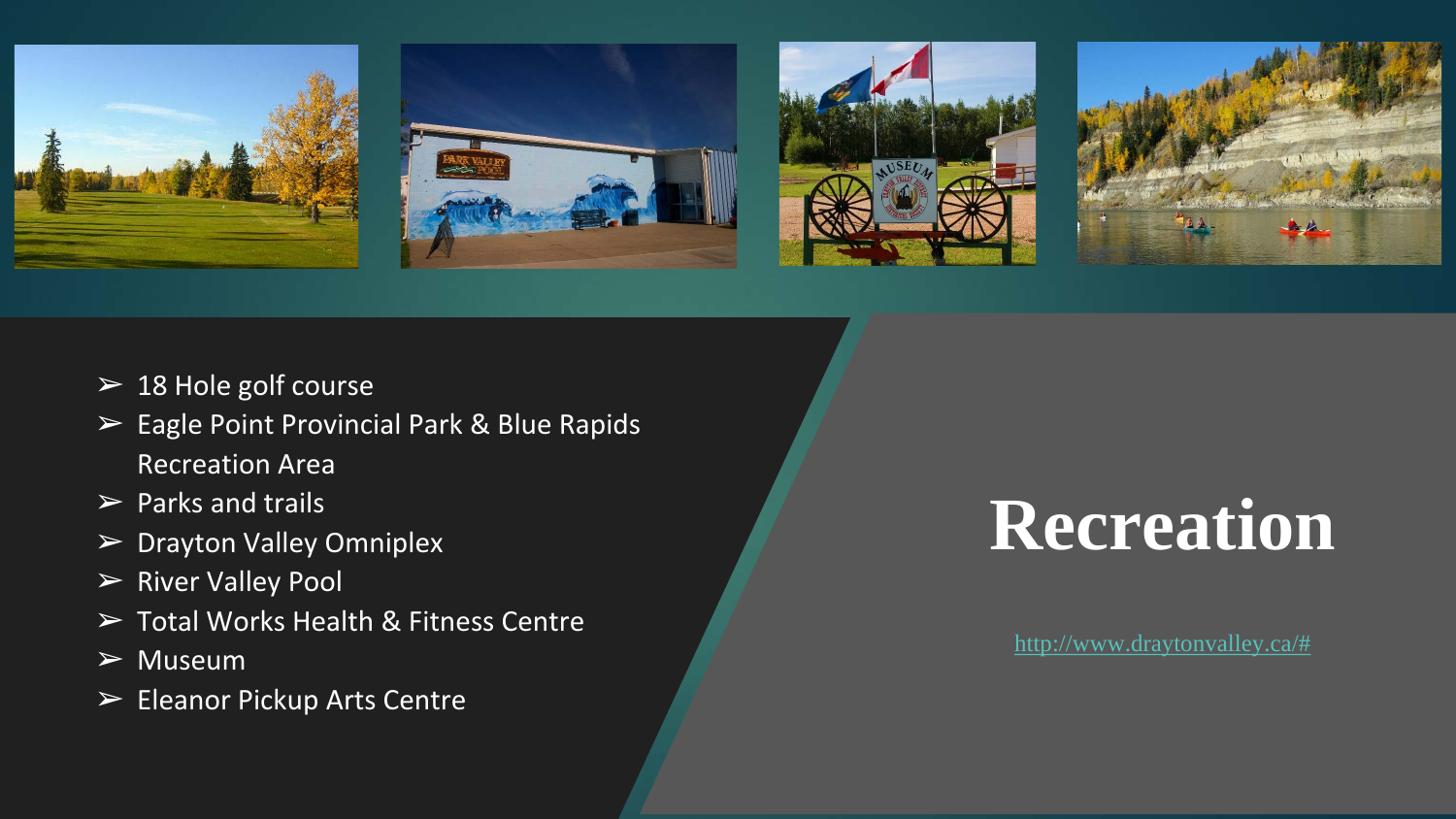# Recreation

- 18 Hole golf course
- Eagle Point Provincial Park & Blue Rapids Recreation Area
- Parks and trails
- Drayton Valley Omniplex
- River Valley Pool
- Total Works Health & Fitness Centre
- Museum
- Eleanor Pickup Arts Centre

http://www.draytonvalley.ca/#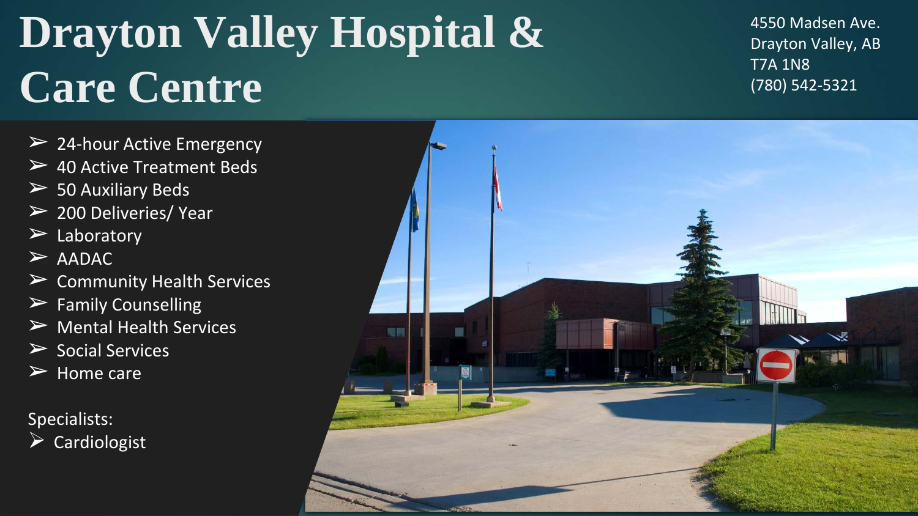# Drayton Valley Hospital & Care Centre

4550 Madsen Ave.
Drayton Valley, AB
T7A 1N8
(780) 542-5321

- 24-hour Active Emergency
- 40 Active Treatment Beds
- 50 Auxiliary Beds
- 200 Deliveries/ Year
- Laboratory
- AADAC
- Community Health Services
- Family Counselling
- Mental Health Services
- Social Services
- Home care

Specialists:

- Cardiologist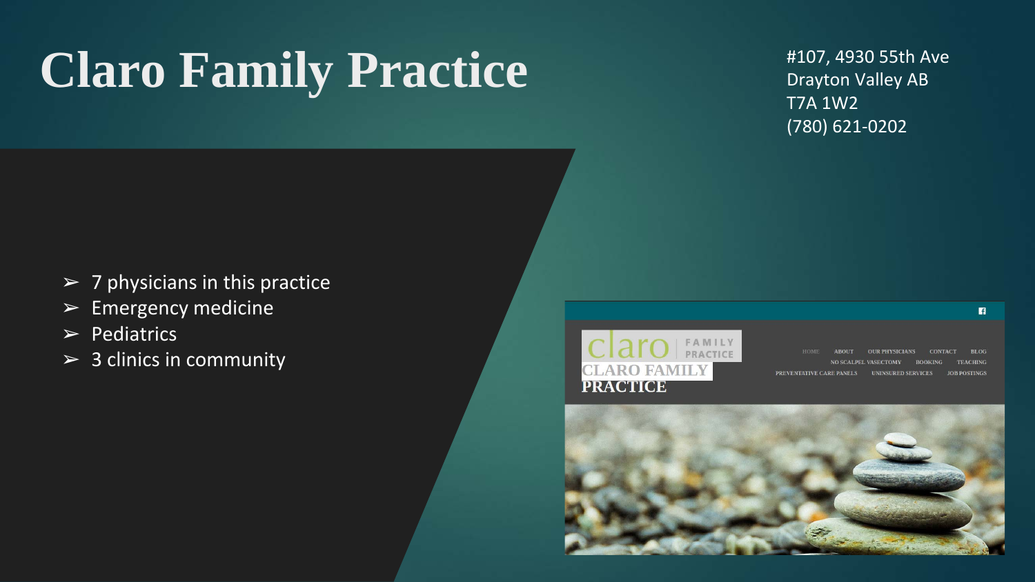# Claro Family Practice

#107, 4930 55th Ave
Drayton Valley AB
T7A 1W2
(780) 621-0202

- 7 physicians in this practice
- Emergency medicine
- Pediatrics
- 3 clinics in community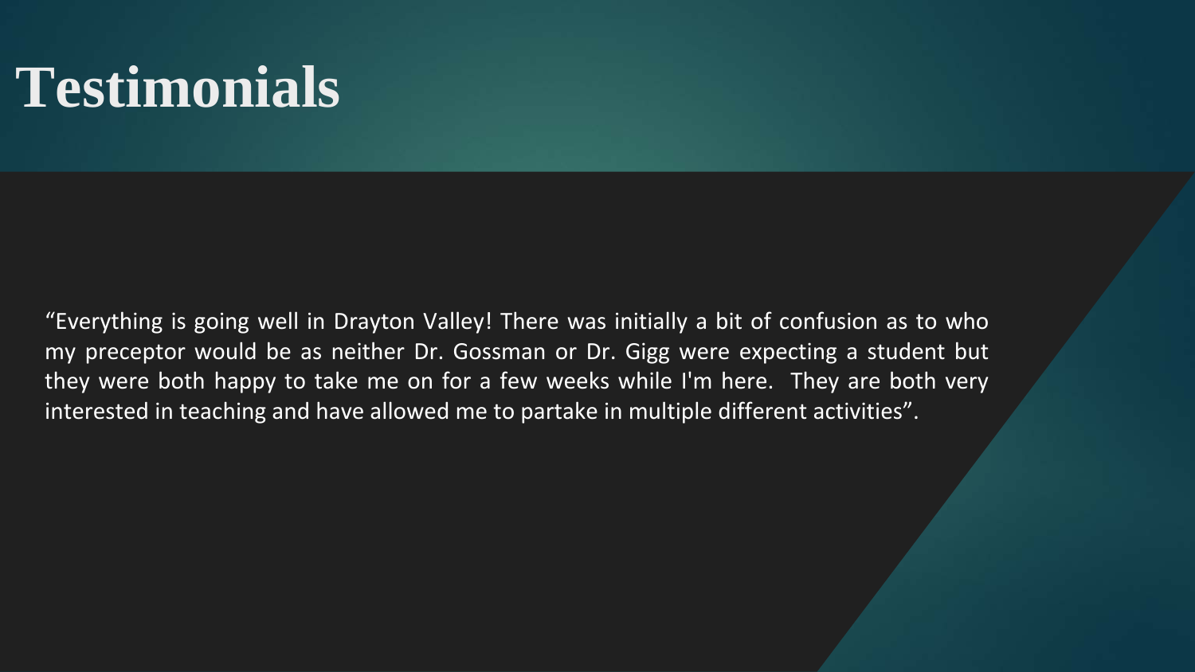# Testimonials

“Everything is going well in Drayton Valley! There was initially a bit of confusion as to who my preceptor would be as neither Dr. Gossman or Dr. Gigg were expecting a student but they were both happy to take me on for a few weeks while I'm here. They are both very interested in teaching and have allowed me to partake in multiple different activities”.